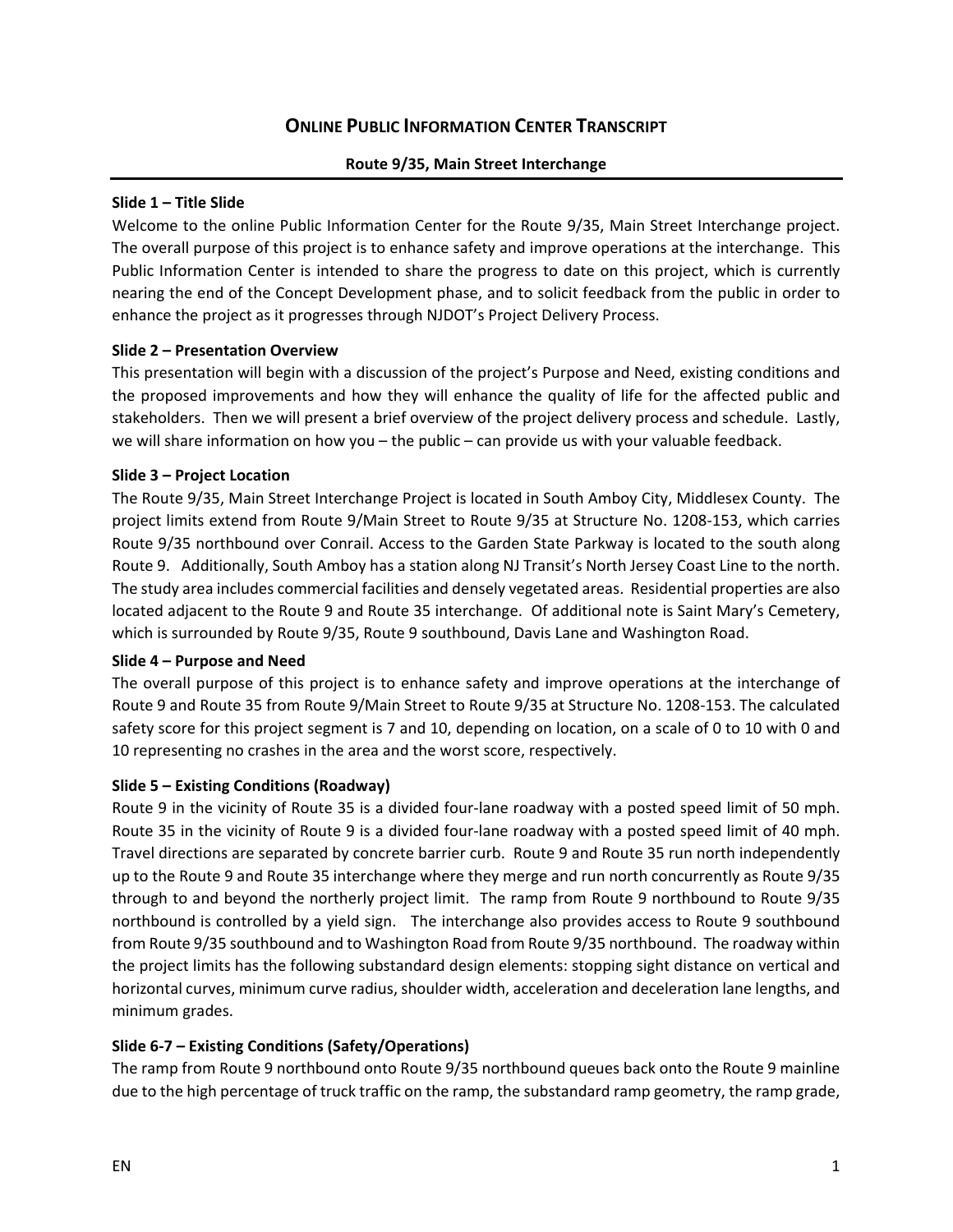# Online Public Information Center Transcript

## Route 9/35, Main Street Interchange

**Slide 1 – Title Slide**

Welcome to the online Public Information Center for the Route 9/35, Main Street Interchange project. The overall purpose of this project is to enhance safety and improve operations at the interchange. This Public Information Center is intended to share the progress to date on this project, which is currently nearing the end of the Concept Development phase, and to solicit feedback from the public in order to enhance the project as it progresses through NJDOT's Project Delivery Process.

**Slide 2 – Presentation Overview**

This presentation will begin with a discussion of the project's Purpose and Need, existing conditions and the proposed improvements and how they will enhance the quality of life for the affected public and stakeholders. Then we will present a brief overview of the project delivery process and schedule. Lastly, we will share information on how you – the public – can provide us with your valuable feedback.

**Slide 3 – Project Location**

The Route 9/35, Main Street Interchange Project is located in South Amboy City, Middlesex County. The project limits extend from Route 9/Main Street to Route 9/35 at Structure No. 1208-153, which carries Route 9/35 northbound over Conrail. Access to the Garden State Parkway is located to the south along Route 9. Additionally, South Amboy has a station along NJ Transit's North Jersey Coast Line to the north. The study area includes commercial facilities and densely vegetated areas. Residential properties are also located adjacent to the Route 9 and Route 35 interchange. Of additional note is Saint Mary's Cemetery, which is surrounded by Route 9/35, Route 9 southbound, Davis Lane and Washington Road.

**Slide 4 – Purpose and Need**

The overall purpose of this project is to enhance safety and improve operations at the interchange of Route 9 and Route 35 from Route 9/Main Street to Route 9/35 at Structure No. 1208-153. The calculated safety score for this project segment is 7 and 10, depending on location, on a scale of 0 to 10 with 0 and 10 representing no crashes in the area and the worst score, respectively.

**Slide 5 – Existing Conditions (Roadway)**

Route 9 in the vicinity of Route 35 is a divided four-lane roadway with a posted speed limit of 50 mph. Route 35 in the vicinity of Route 9 is a divided four-lane roadway with a posted speed limit of 40 mph. Travel directions are separated by concrete barrier curb. Route 9 and Route 35 run north independently up to the Route 9 and Route 35 interchange where they merge and run north concurrently as Route 9/35 through to and beyond the northerly project limit. The ramp from Route 9 northbound to Route 9/35 northbound is controlled by a yield sign. The interchange also provides access to Route 9 southbound from Route 9/35 southbound and to Washington Road from Route 9/35 northbound. The roadway within the project limits has the following substandard design elements: stopping sight distance on vertical and horizontal curves, minimum curve radius, shoulder width, acceleration and deceleration lane lengths, and minimum grades.

**Slide 6-7 – Existing Conditions (Safety/Operations)**

The ramp from Route 9 northbound onto Route 9/35 northbound queues back onto the Route 9 mainline due to the high percentage of truck traffic on the ramp, the substandard ramp geometry, the ramp grade,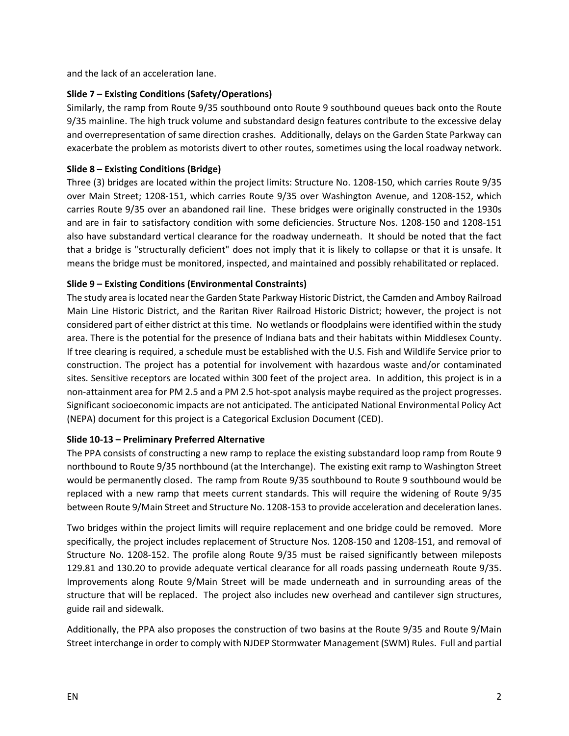and the lack of an acceleration lane.

**Slide 7 – Existing Conditions (Safety/Operations)**

Similarly, the ramp from Route 9/35 southbound onto Route 9 southbound queues back onto the Route 9/35 mainline. The high truck volume and substandard design features contribute to the excessive delay and overrepresentation of same direction crashes. Additionally, delays on the Garden State Parkway can exacerbate the problem as motorists divert to other routes, sometimes using the local roadway network.

**Slide 8 – Existing Conditions (Bridge)**

Three (3) bridges are located within the project limits: Structure No. 1208-150, which carries Route 9/35 over Main Street; 1208-151, which carries Route 9/35 over Washington Avenue, and 1208-152, which carries Route 9/35 over an abandoned rail line. These bridges were originally constructed in the 1930s and are in fair to satisfactory condition with some deficiencies. Structure Nos. 1208-150 and 1208-151 also have substandard vertical clearance for the roadway underneath. It should be noted that the fact that a bridge is "structurally deficient" does not imply that it is likely to collapse or that it is unsafe. It means the bridge must be monitored, inspected, and maintained and possibly rehabilitated or replaced.

**Slide 9 – Existing Conditions (Environmental Constraints)**

The study area is located near the Garden State Parkway Historic District, the Camden and Amboy Railroad Main Line Historic District, and the Raritan River Railroad Historic District; however, the project is not considered part of either district at this time. No wetlands or floodplains were identified within the study area. There is the potential for the presence of Indiana bats and their habitats within Middlesex County. If tree clearing is required, a schedule must be established with the U.S. Fish and Wildlife Service prior to construction. The project has a potential for involvement with hazardous waste and/or contaminated sites. Sensitive receptors are located within 300 feet of the project area. In addition, this project is in a non-attainment area for PM 2.5 and a PM 2.5 hot-spot analysis maybe required as the project progresses. Significant socioeconomic impacts are not anticipated. The anticipated National Environmental Policy Act (NEPA) document for this project is a Categorical Exclusion Document (CED).

**Slide 10-13 – Preliminary Preferred Alternative**

The PPA consists of constructing a new ramp to replace the existing substandard loop ramp from Route 9 northbound to Route 9/35 northbound (at the Interchange). The existing exit ramp to Washington Street would be permanently closed. The ramp from Route 9/35 southbound to Route 9 southbound would be replaced with a new ramp that meets current standards. This will require the widening of Route 9/35 between Route 9/Main Street and Structure No. 1208-153 to provide acceleration and deceleration lanes.

Two bridges within the project limits will require replacement and one bridge could be removed. More specifically, the project includes replacement of Structure Nos. 1208-150 and 1208-151, and removal of Structure No. 1208-152. The profile along Route 9/35 must be raised significantly between mileposts 129.81 and 130.20 to provide adequate vertical clearance for all roads passing underneath Route 9/35. Improvements along Route 9/Main Street will be made underneath and in surrounding areas of the structure that will be replaced. The project also includes new overhead and cantilever sign structures, guide rail and sidewalk.

Additionally, the PPA also proposes the construction of two basins at the Route 9/35 and Route 9/Main Street interchange in order to comply with NJDEP Stormwater Management (SWM) Rules. Full and partial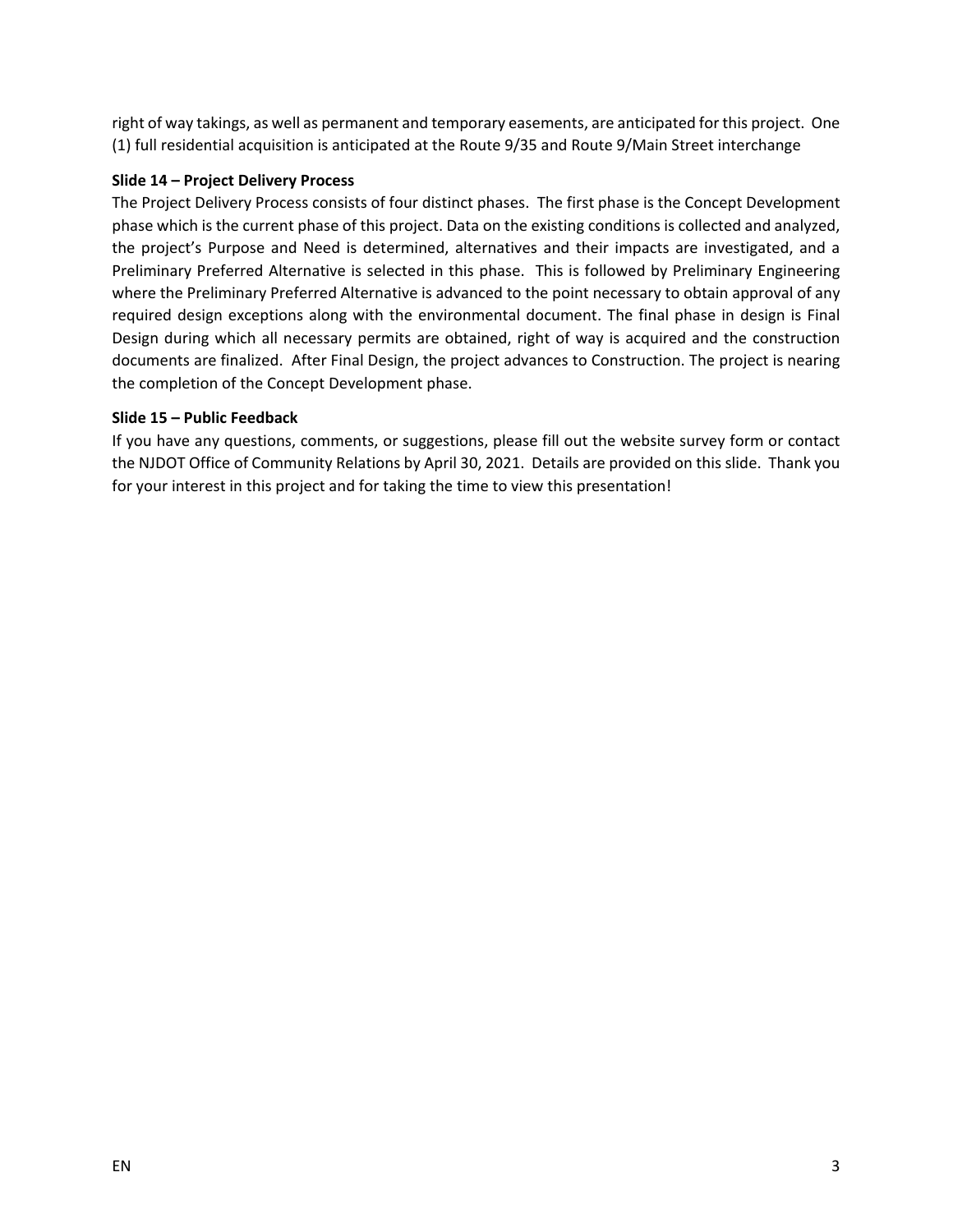right of way takings, as well as permanent and temporary easements, are anticipated for this project. One (1) full residential acquisition is anticipated at the Route 9/35 and Route 9/Main Street interchange

**Slide 14 – Project Delivery Process**

The Project Delivery Process consists of four distinct phases. The first phase is the Concept Development phase which is the current phase of this project. Data on the existing conditions is collected and analyzed, the project's Purpose and Need is determined, alternatives and their impacts are investigated, and a Preliminary Preferred Alternative is selected in this phase. This is followed by Preliminary Engineering where the Preliminary Preferred Alternative is advanced to the point necessary to obtain approval of any required design exceptions along with the environmental document. The final phase in design is Final Design during which all necessary permits are obtained, right of way is acquired and the construction documents are finalized. After Final Design, the project advances to Construction. The project is nearing the completion of the Concept Development phase.

**Slide 15 – Public Feedback**

If you have any questions, comments, or suggestions, please fill out the website survey form or contact the NJDOT Office of Community Relations by April 30, 2021. Details are provided on this slide. Thank you for your interest in this project and for taking the time to view this presentation!